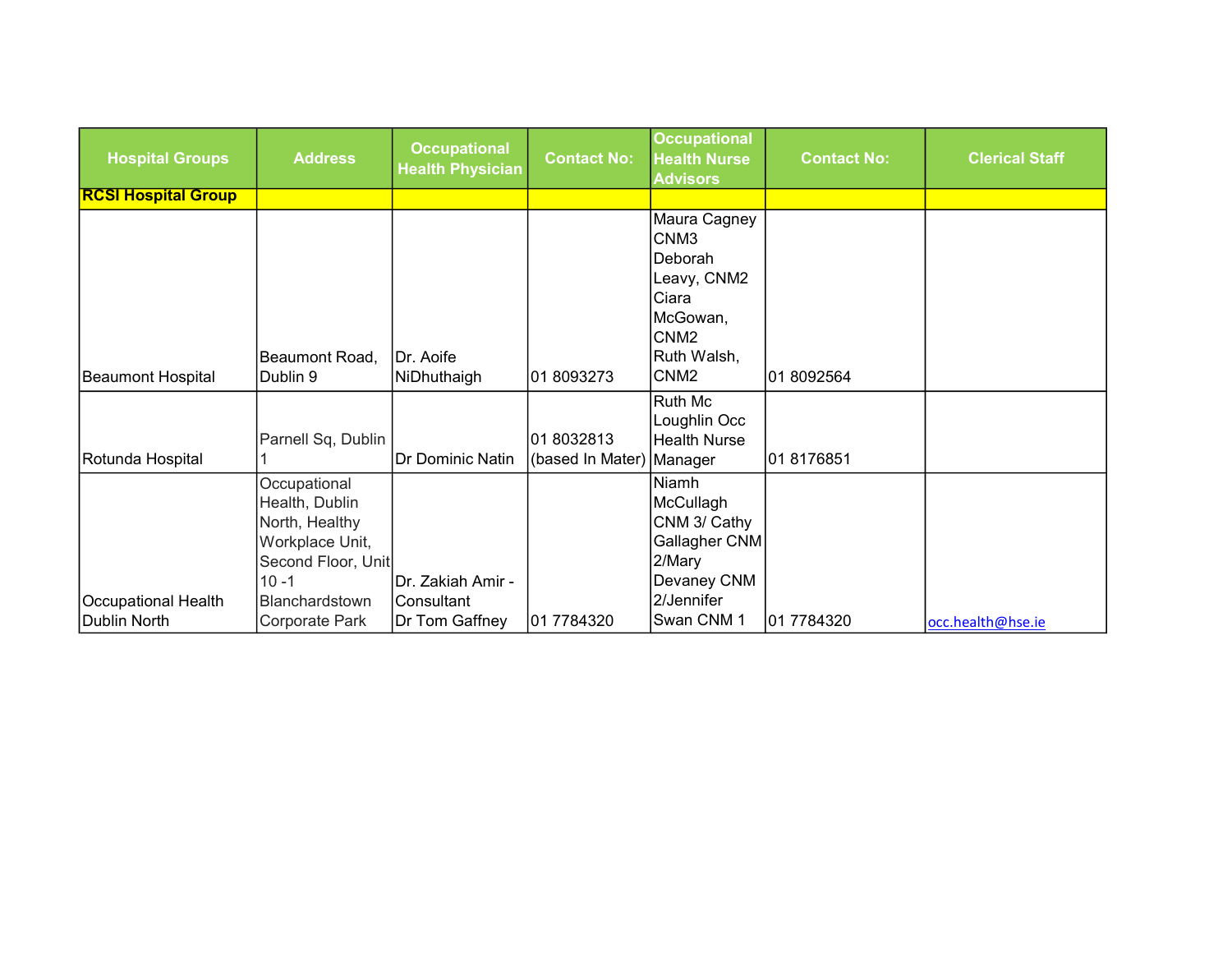| Hospital Groups | Address | Occupational Health Physician | Contact No: | Occupational Health Nurse Advisors | Contact No: | Clerical Staff |
|---|---|---|---|---|---|---|
| **RCSI Hospital Group** | | | | | | |
| Beaumont Hospital | Beaumont Road, Dublin 9 | Dr. Aoife NiDhuthaigh | 01 8093273 | Maura Cagney CNM3 Deborah Leavy, CNM2 Ciara McGowan, CNM2 Ruth Walsh, CNM2 | 01 8092564 | |
| Rotunda Hospital | Parnell Sq, Dublin 1 | Dr Dominic Natin | 01 8032813 (based In Mater) | Ruth Mc Loughlin Occ Health Nurse Manager | 01 8176851 | |
| Occupational Health Dublin North | Occupational Health, Dublin North, Healthy Workplace Unit, Second Floor, Unit 10 -1 Blanchardstown Corporate Park | Dr. Zakiah Amir - Consultant Dr Tom Gaffney | 01 7784320 | Niamh McCullagh CNM 3/ Cathy Gallagher CNM 2/Mary Devaney CNM 2/Jennifer Swan CNM 1 | 01 7784320 | occ.health@hse.ie |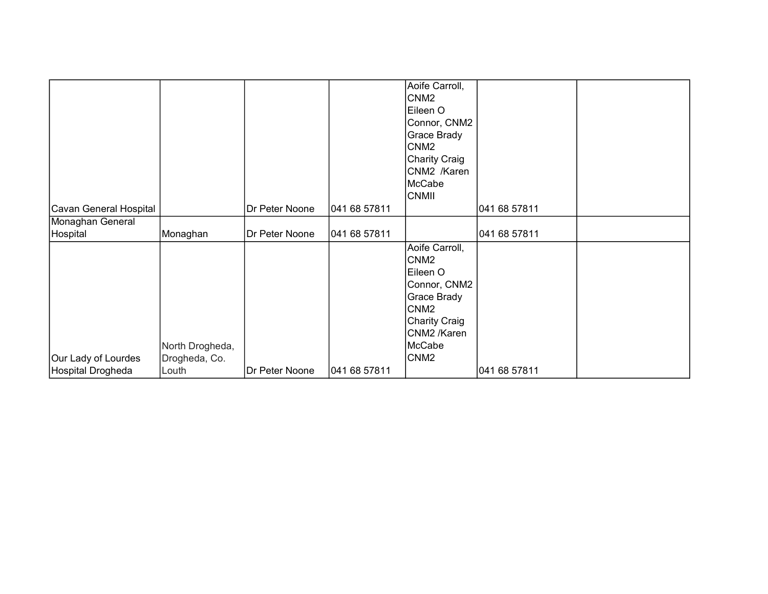| | | | | | | |
|---|---|---|---|---|---|---|
| Cavan General Hospital | | Dr Peter Noone | 041 68 57811 | Aoife Carroll, CNM2 Eileen O Connor, CNM2 Grace Brady CNM2 Charity Craig CNM2 /Karen McCabe CNMII | 041 68 57811 | |
| Monaghan General Hospital | Monaghan | Dr Peter Noone | 041 68 57811 | | 041 68 57811 | |
| Our Lady of Lourdes Hospital Drogheda | North Drogheda, Drogheda, Co. Louth | Dr Peter Noone | 041 68 57811 | Aoife Carroll, CNM2 Eileen O Connor, CNM2 Grace Brady CNM2 Charity Craig CNM2 /Karen McCabe CNM2 | 041 68 57811 | |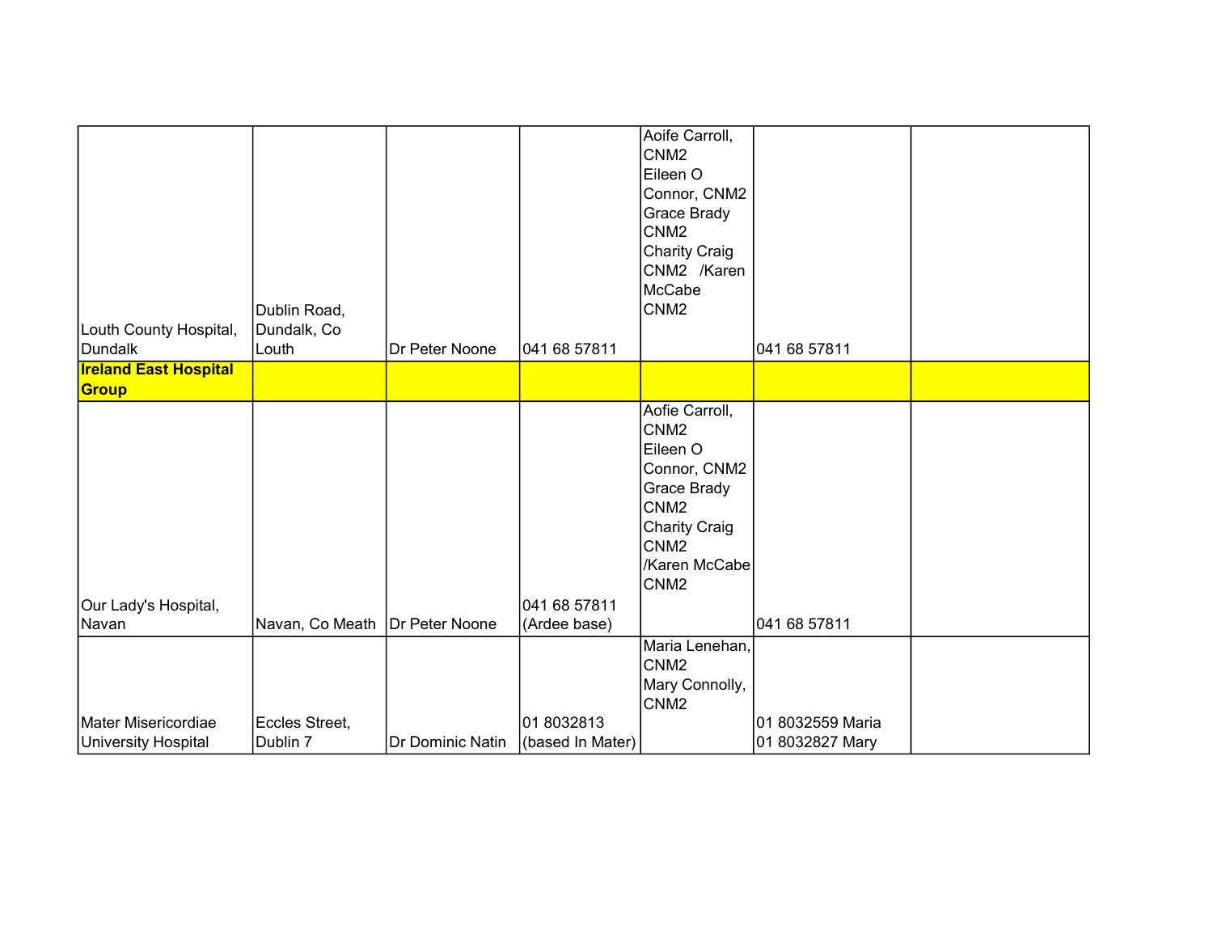| | | | | | | |
|---|---|---|---|---|---|---|
| Louth County Hospital, Dundalk | Dublin Road, Dundalk, Co Louth | Dr Peter Noone | 041 68 57811 | Aoife Carroll, CNM2 Eileen O Connor, CNM2 Grace Brady CNM2 Charity Craig CNM2 /Karen McCabe CNM2 | 041 68 57811 | |
| **Ireland East Hospital Group** | | | | | | |
| Our Lady's Hospital, Navan | Navan, Co Meath | Dr Peter Noone | 041 68 57811 (Ardee base) | Aofie Carroll, CNM2 Eileen O Connor, CNM2 Grace Brady CNM2 Charity Craig CNM2 /Karen McCabe CNM2 | 041 68 57811 | |
| Mater Misericordiae University Hospital | Eccles Street, Dublin 7 | Dr Dominic Natin | 01 8032813 (based In Mater) | Maria Lenehan, CNM2 Mary Connolly, CNM2 | 01 8032559 Maria 01 8032827 Mary | |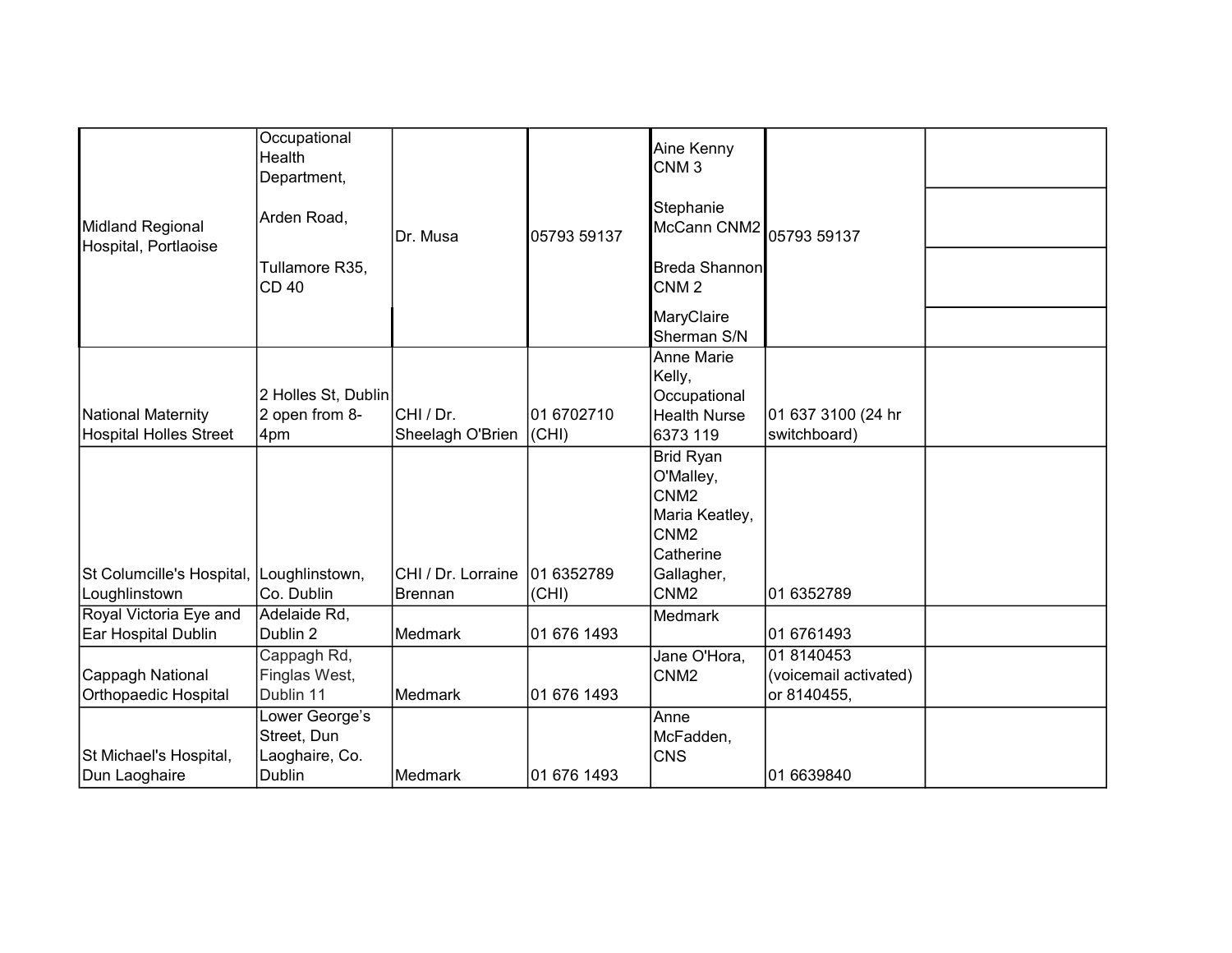| | | | | | | |
|---|---|---|---|---|---|---|
| Midland Regional Hospital, Portlaoise | Occupational Health Department,<br><br>Arden Road,<br><br>Tullamore R35, CD 40 | Dr. Musa | 05793 59137 | Aine Kenny CNM 3<br><br>Stephanie McCann CNM2<br><br>Breda Shannon CNM 2<br><br>MaryClaire Sherman S/N | 05793 59137 | |
| National Maternity Hospital Holles Street | 2 Holles St, Dublin 2 open from 8-4pm | CHI / Dr. Sheelagh O'Brien | 01 6702710 (CHI) | Anne Marie Kelly, Occupational Health Nurse 6373 119 | 01 637 3100 (24 hr switchboard) | |
| St Columcille's Hospital, Loughlinstown | Loughlinstown, Co. Dublin | CHI / Dr. Lorraine Brennan | 01 6352789 (CHI) | Brid Ryan O'Malley, CNM2<br>Maria Keatley, CNM2<br>Catherine Gallagher, CNM2 | 01 6352789 | |
| Royal Victoria Eye and Ear Hospital Dublin | Adelaide Rd, Dublin 2 | Medmark | 01 676 1493 | Medmark | 01 6761493 | |
| Cappagh National Orthopaedic Hospital | Cappagh Rd, Finglas West, Dublin 11 | Medmark | 01 676 1493 | Jane O'Hora, CNM2 | 01 8140453 (voicemail activated) or 8140455, | |
| St Michael's Hospital, Dun Laoghaire | Lower George's Street, Dun Laoghaire, Co. Dublin | Medmark | 01 676 1493 | Anne McFadden, CNS | 01 6639840 | |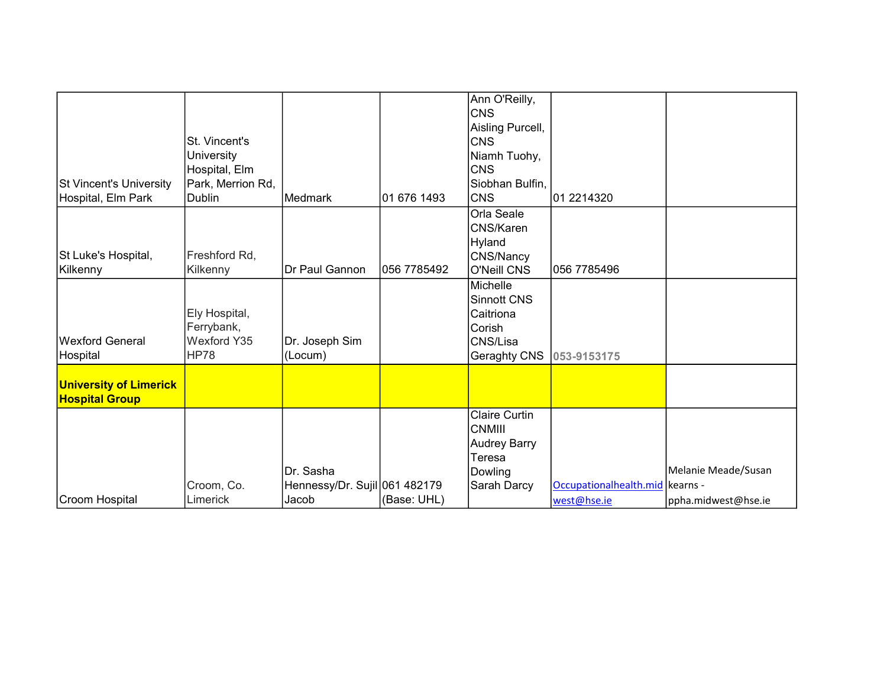| | | | | | | |
|---|---|---|---|---|---|---|
| St Vincent's University Hospital, Elm Park | St. Vincent's University Hospital, Elm Park, Merrion Rd, Dublin | Medmark | 01 676 1493 | Ann O'Reilly, CNS<br>Aisling Purcell, CNS<br>Niamh Tuohy, CNS<br>Siobhan Bulfin, CNS | 01 2214320 | |
| St Luke's Hospital, Kilkenny | Freshford Rd, Kilkenny | Dr Paul Gannon | 056 7785492 | Orla Seale CNS/Karen Hyland CNS/Nancy O'Neill CNS | 056 7785496 | |
| Wexford General Hospital | Ely Hospital, Ferrybank, Wexford Y35 HP78 | Dr. Joseph Sim (Locum) | | Michelle Sinnott CNS Caitriona Corish CNS/Lisa Geraghty CNS | 053-9153175 | |
| **University of Limerick Hospital Group** | | | | | | |
| Croom Hospital | Croom, Co. Limerick | Dr. Sasha Hennessy/Dr. Sujil Jacob | 061 482179 (Base: UHL) | Claire Curtin CNMIII<br>Audrey Barry<br>Teresa Dowling<br>Sarah Darcy | Occupationalhealth.midwest@hse.ie | Melanie Meade/Susan kearns - ppha.midwest@hse.ie |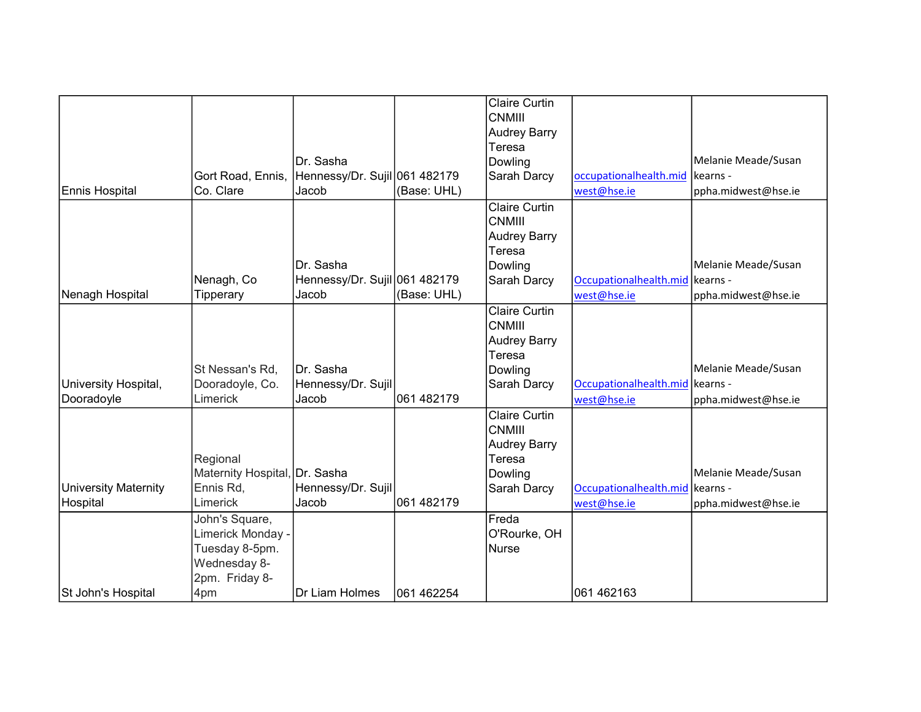| | | | | | | |
|---|---|---|---|---|---|---|
| Ennis Hospital | Gort Road, Ennis, Co. Clare | Dr. Sasha Hennessy/Dr. Sujil Jacob | 061 482179 (Base: UHL) | Claire Curtin CNMIII Audrey Barry Teresa Dowling Sarah Darcy | occupationalhealth.midwest@hse.ie | Melanie Meade/Susan kearns - ppha.midwest@hse.ie |
| Nenagh Hospital | Nenagh, Co Tipperary | Dr. Sasha Hennessy/Dr. Sujil Jacob | 061 482179 (Base: UHL) | Claire Curtin CNMIII Audrey Barry Teresa Dowling Sarah Darcy | Occupationalhealth.midwest@hse.ie | Melanie Meade/Susan kearns - ppha.midwest@hse.ie |
| University Hospital, Dooradoyle | St Nessan's Rd, Dooradoyle, Co. Limerick | Dr. Sasha Hennessy/Dr. Sujil Jacob | 061 482179 | Claire Curtin CNMIII Audrey Barry Teresa Dowling Sarah Darcy | Occupationalhealth.midwest@hse.ie | Melanie Meade/Susan kearns - ppha.midwest@hse.ie |
| University Maternity Hospital | Regional Maternity Hospital, Ennis Rd, Limerick | Dr. Sasha Hennessy/Dr. Sujil Jacob | 061 482179 | Claire Curtin CNMIII Audrey Barry Teresa Dowling Sarah Darcy | Occupationalhealth.midwest@hse.ie | Melanie Meade/Susan kearns - ppha.midwest@hse.ie |
| St John's Hospital | John's Square, Limerick Monday - Tuesday 8-5pm. Wednesday 8-2pm. Friday 8-4pm | Dr Liam Holmes | 061 462254 | Freda O'Rourke, OH Nurse | 061 462163 | |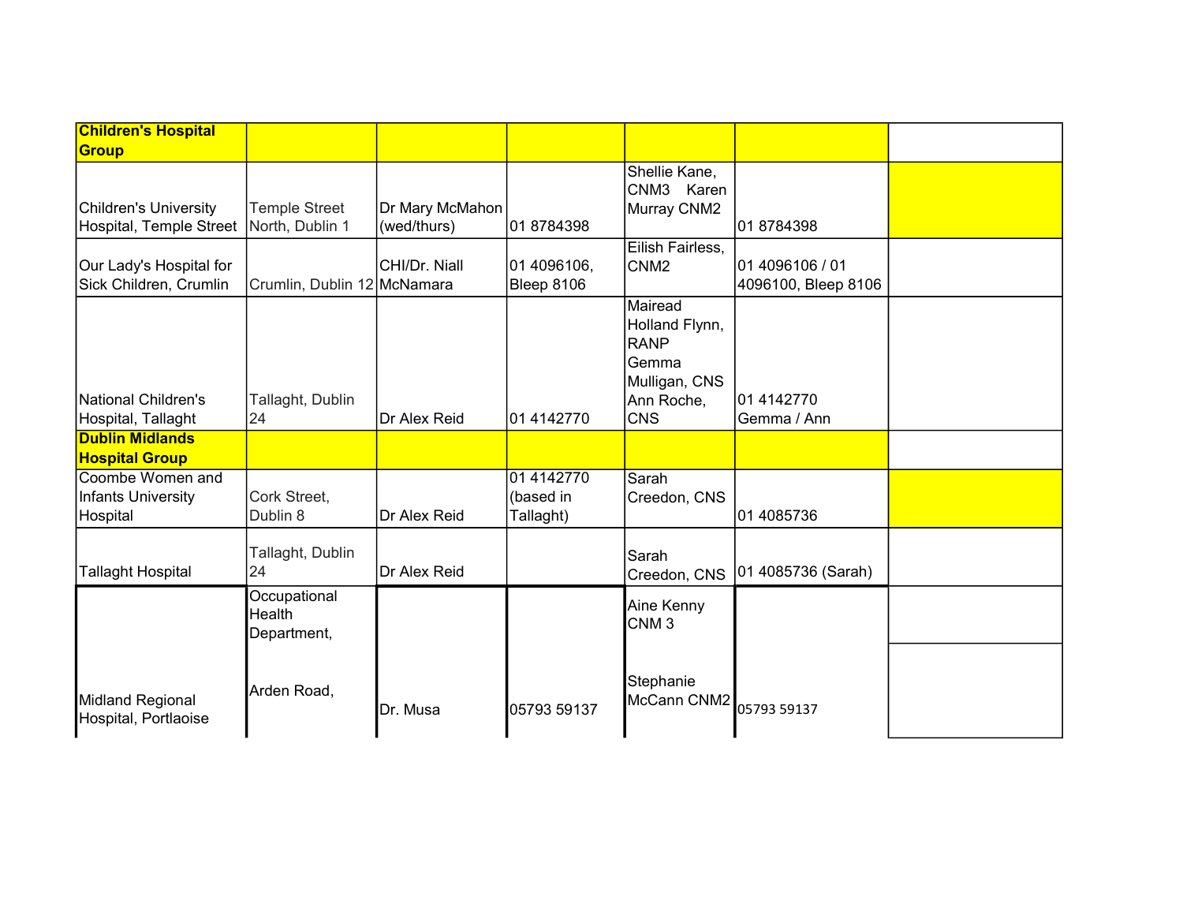| Children's Hospital Group | | | | | | |
|---|---|---|---|---|---|---|
| Children's University Hospital, Temple Street | Temple Street North, Dublin 1 | Dr Mary McMahon (wed/thurs) | 01 8784398 | Shellie Kane, CNM3 Karen Murray CNM2 | 01 8784398 | |
| Our Lady's Hospital for Sick Children, Crumlin | Crumlin, Dublin 12 | CHI/Dr. Niall McNamara | 01 4096106, Bleep 8106 | Eilish Fairless, CNM2 | 01 4096106 / 01 4096100, Bleep 8106 | |
| National Children's Hospital, Tallaght | Tallaght, Dublin 24 | Dr Alex Reid | 01 4142770 | Mairead Holland Flynn, RANP Gemma Mulligan, CNS Ann Roche, CNS | 01 4142770 Gemma / Ann | |
| **Dublin Midlands Hospital Group** | | | | | | |
| Coombe Women and Infants University Hospital | Cork Street, Dublin 8 | Dr Alex Reid | 01 4142770 (based in Tallaght) | Sarah Creedon, CNS | 01 4085736 | |
| Tallaght Hospital | Tallaght, Dublin 24 | Dr Alex Reid | | Sarah Creedon, CNS | 01 4085736 (Sarah) | |
| Midland Regional Hospital, Portlaoise | Occupational Health Department, Arden Road, | Dr. Musa | 05793 59137 | Aine Kenny CNM 3 Stephanie McCann CNM2 | 05793 59137 | |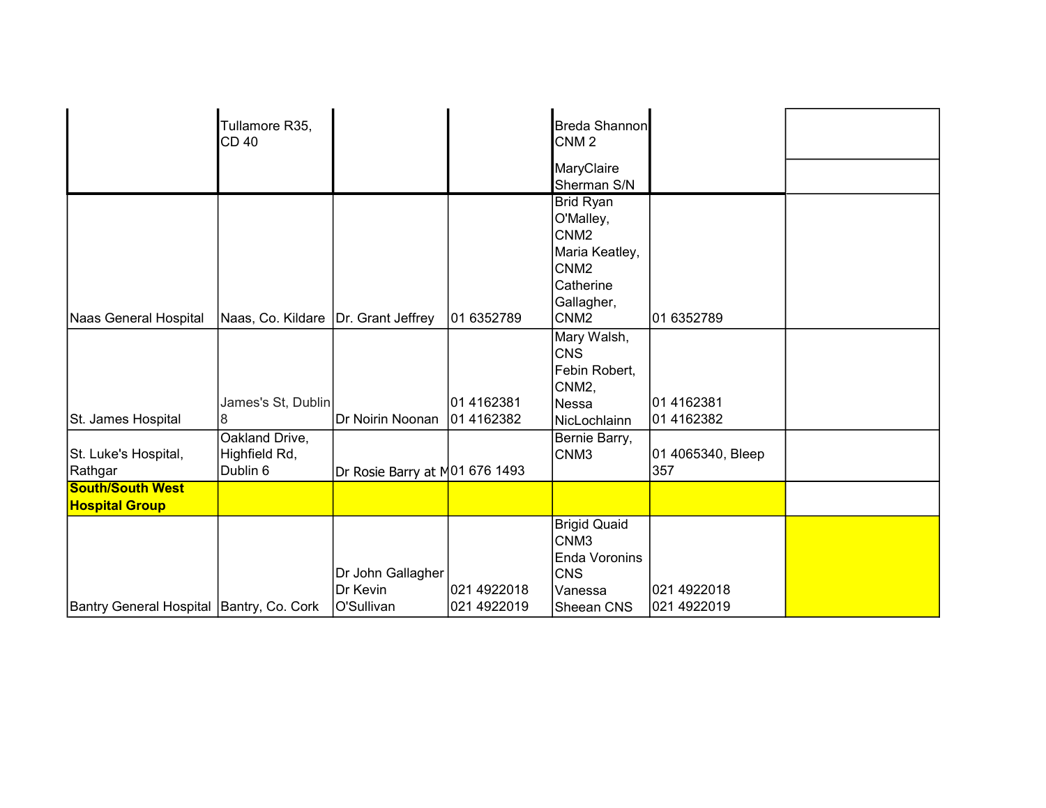| | | | | | | |
|---|---|---|---|---|---|---|
| | Tullamore R35, CD 40 | | | Breda Shannon CNM 2<br>MaryClaire Sherman S/N | | |
| Naas General Hospital | Naas, Co. Kildare | Dr. Grant Jeffrey | 01 6352789 | Brid Ryan O'Malley, CNM2<br>Maria Keatley, CNM2<br>Catherine Gallagher, CNM2 | 01 6352789 | |
| St. James Hospital | James's St, Dublin 8 | Dr Noirin Noonan | 01 4162381<br>01 4162382 | Mary Walsh, CNS<br>Febin Robert, CNM2,<br>Nessa NicLochlainn | 01 4162381<br>01 4162382 | |
| St. Luke's Hospital, Rathgar | Oakland Drive, Highfield Rd, Dublin 6 | Dr Rosie Barry at M | 01 676 1493 | Bernie Barry, CNM3 | 01 4065340, Bleep 357 | |
| **South/South West Hospital Group** | | | | | | |
| Bantry General Hospital | Bantry, Co. Cork | Dr John Gallagher<br>Dr Kevin O'Sullivan | 021 4922018<br>021 4922019 | Brigid Quaid CNM3<br>Enda Voronins CNS<br>Vanessa Sheean CNS | 021 4922018<br>021 4922019 | |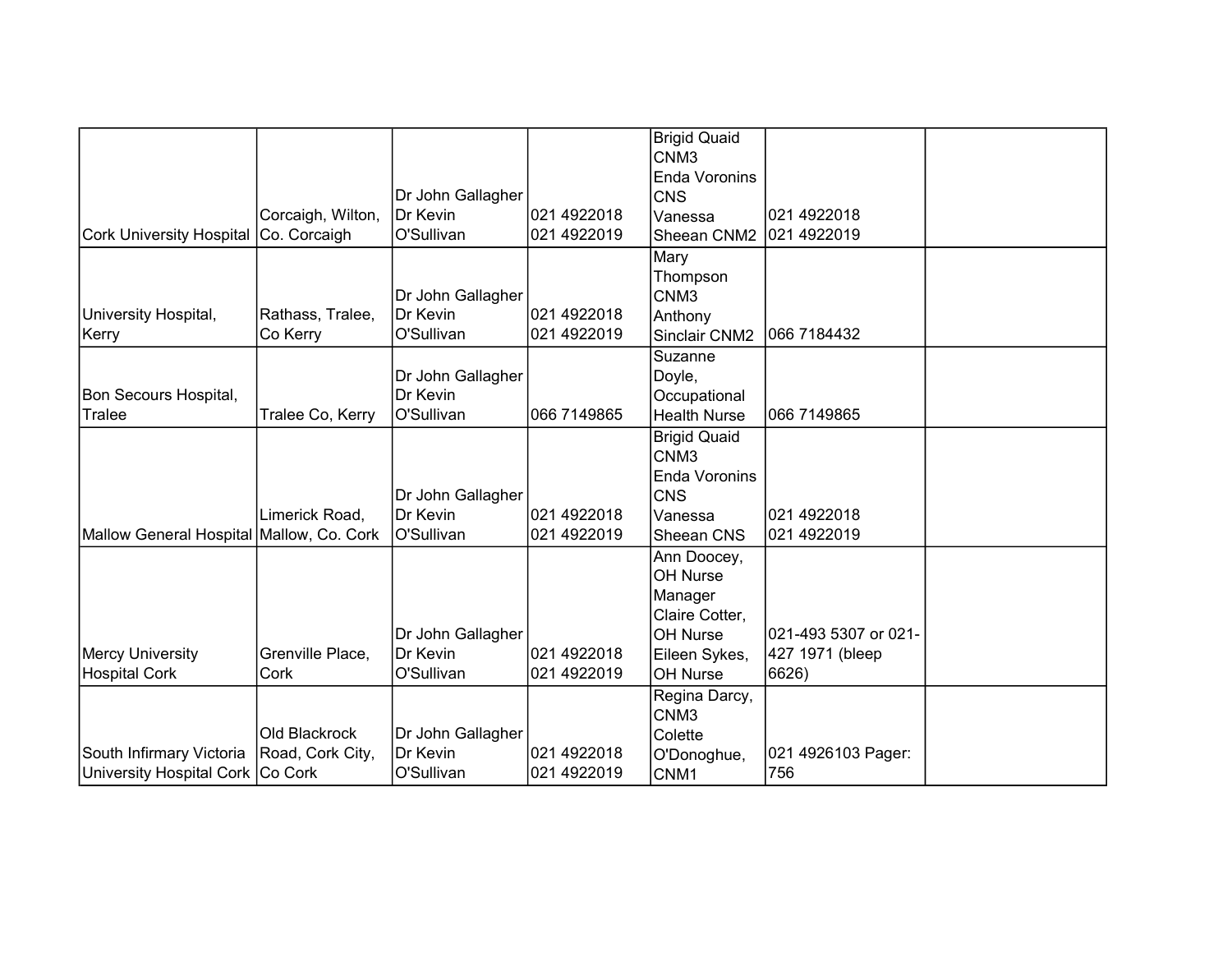| | | | | | | |
|---|---|---|---|---|---|---|
| Cork University Hospital | Corcaigh, Wilton, Co. Corcaigh | Dr John Gallagher Dr Kevin O'Sullivan | 021 4922018 021 4922019 | Brigid Quaid CNM3 Enda Voronins CNS Vanessa Sheean CNM2 | 021 4922018 021 4922019 | |
| University Hospital, Kerry | Rathass, Tralee, Co Kerry | Dr John Gallagher Dr Kevin O'Sullivan | 021 4922018 021 4922019 | Mary Thompson CNM3 Anthony Sinclair CNM2 | 066 7184432 | |
| Bon Secours Hospital, Tralee | Tralee Co, Kerry | Dr John Gallagher Dr Kevin O'Sullivan | 066 7149865 | Suzanne Doyle, Occupational Health Nurse | 066 7149865 | |
| Mallow General Hospital | Limerick Road, Mallow, Co. Cork | Dr John Gallagher Dr Kevin O'Sullivan | 021 4922018 021 4922019 | Brigid Quaid CNM3 Enda Voronins CNS Vanessa Sheean CNS | 021 4922018 021 4922019 | |
| Mercy University Hospital Cork | Grenville Place, Cork | Dr John Gallagher Dr Kevin O'Sullivan | 021 4922018 021 4922019 | Ann Doocey, OH Nurse Manager Claire Cotter, OH Nurse Eileen Sykes, OH Nurse | 021-493 5307 or 021-427 1971 (bleep 6626) | |
| South Infirmary Victoria University Hospital Cork | Old Blackrock Road, Cork City, Co Cork | Dr John Gallagher Dr Kevin O'Sullivan | 021 4922018 021 4922019 | Regina Darcy, CNM3 Colette O'Donoghue, CNM1 | 021 4926103 Pager: 756 | |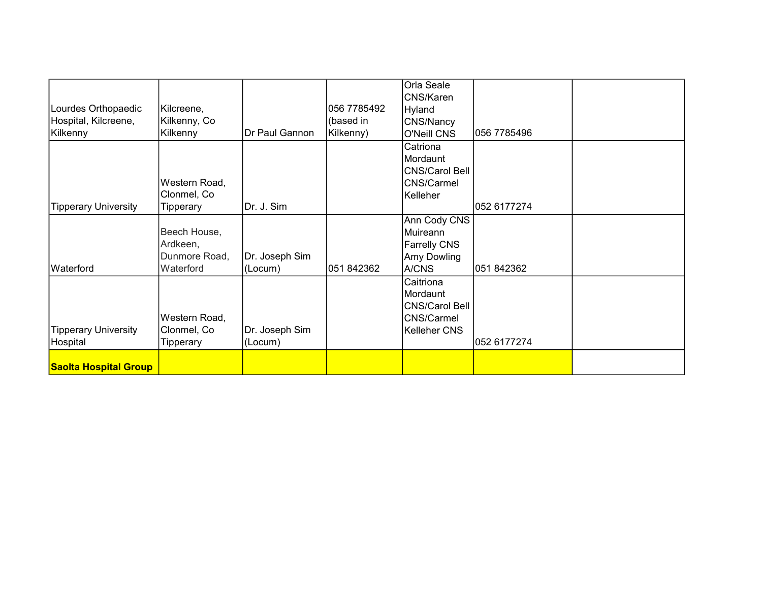| | | | | | | |
|---|---|---|---|---|---|---|
| Lourdes Orthopaedic Hospital, Kilcreene, Kilkenny | Kilcreene, Kilkenny, Co Kilkenny | Dr Paul Gannon | 056 7785492 (based in Kilkenny) | Orla Seale CNS/Karen Hyland CNS/Nancy O'Neill CNS | 056 7785496 | |
| Tipperary University | Western Road, Clonmel, Co Tipperary | Dr. J. Sim | | Catriona Mordaunt CNS/Carol Bell CNS/Carmel Kelleher | 052 6177274 | |
| Waterford | Beech House, Ardkeen, Dunmore Road, Waterford | Dr. Joseph Sim (Locum) | 051 842362 | Ann Cody CNS Muireann Farrelly CNS Amy Dowling A/CNS | 051 842362 | |
| Tipperary University Hospital | Western Road, Clonmel, Co Tipperary | Dr. Joseph Sim (Locum) | | Caitriona Mordaunt CNS/Carol Bell CNS/Carmel Kelleher CNS | 052 6177274 | |
| **Saolta Hospital Group** | | | | | | |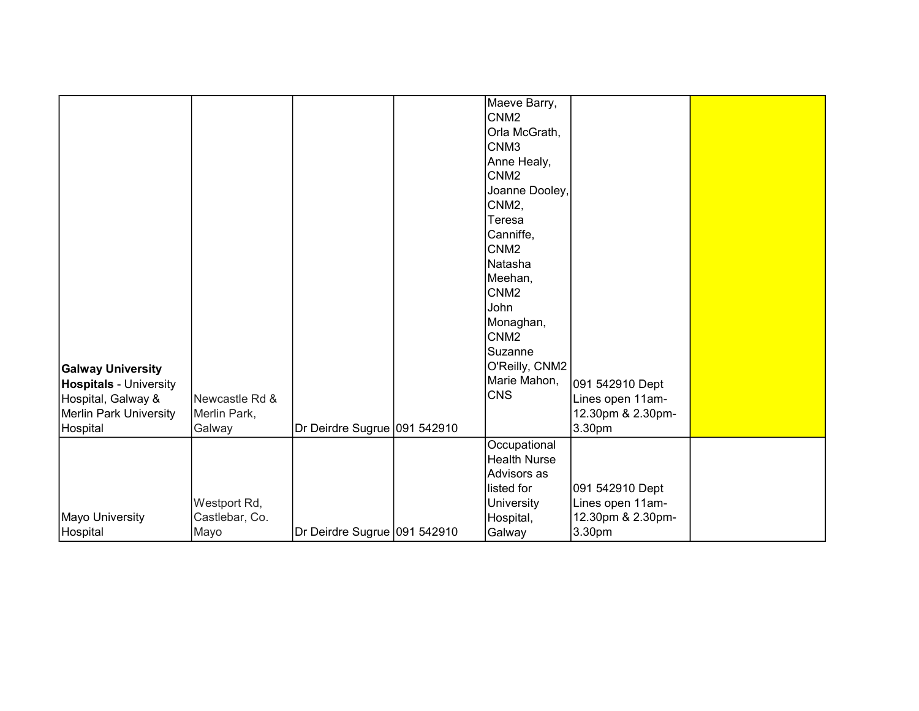| | | | | | | |
|---|---|---|---|---|---|---|
| **Galway University Hospitals** - University Hospital, Galway & Merlin Park University Hospital | Newcastle Rd & Merlin Park, Galway | Dr Deirdre Sugrue | 091 542910 | Maeve Barry, CNM2 Orla McGrath, CNM3 Anne Healy, CNM2 Joanne Dooley, CNM2, Teresa Canniffe, CNM2 Natasha Meehan, CNM2 John Monaghan, CNM2 Suzanne O'Reilly, CNM2 Marie Mahon, CNS | 091 542910 Dept Lines open 11am-12.30pm & 2.30pm-3.30pm | |
| Mayo University Hospital | Westport Rd, Castlebar, Co. Mayo | Dr Deirdre Sugrue | 091 542910 | Occupational Health Nurse Advisors as listed for University Hospital, Galway | 091 542910 Dept Lines open 11am-12.30pm & 2.30pm-3.30pm | |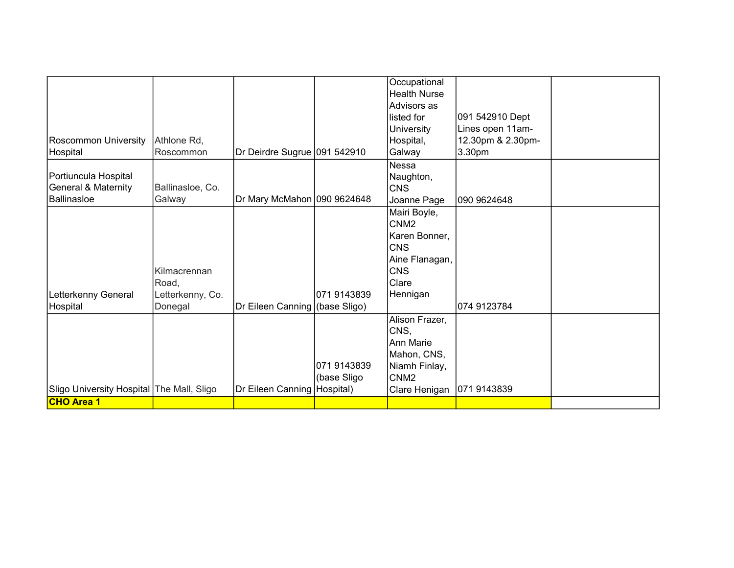| | | | | | | |
|---|---|---|---|---|---|---|
| Roscommon University Hospital | Athlone Rd, Roscommon | Dr Deirdre Sugrue | 091 542910 | Occupational Health Nurse Advisors as listed for University Hospital, Galway | 091 542910 Dept Lines open 11am-12.30pm & 2.30pm-3.30pm | |
| Portiuncula Hospital General & Maternity Ballinasloe | Ballinasloe, Co. Galway | Dr Mary McMahon | 090 9624648 | Nessa Naughton, CNS<br>Joanne Page | 090 9624648 | |
| Letterkenny General Hospital | Kilmacrennan Road, Letterkenny, Co. Donegal | Dr Eileen Canning | 071 9143839 (base Sligo) | Mairi Boyle, CNM2<br>Karen Bonner, CNS<br>Aine Flanagan, CNS<br>Clare Hennigan | 074 9123784 | |
| Sligo University Hospital | The Mall, Sligo | Dr Eileen Canning | 071 9143839 (base Sligo Hospital) | Alison Frazer, CNS,<br>Ann Marie Mahon, CNS,<br>Niamh Finlay, CNM2<br>Clare Henigan | 071 9143839 | |
| **CHO Area 1** | | | | | | |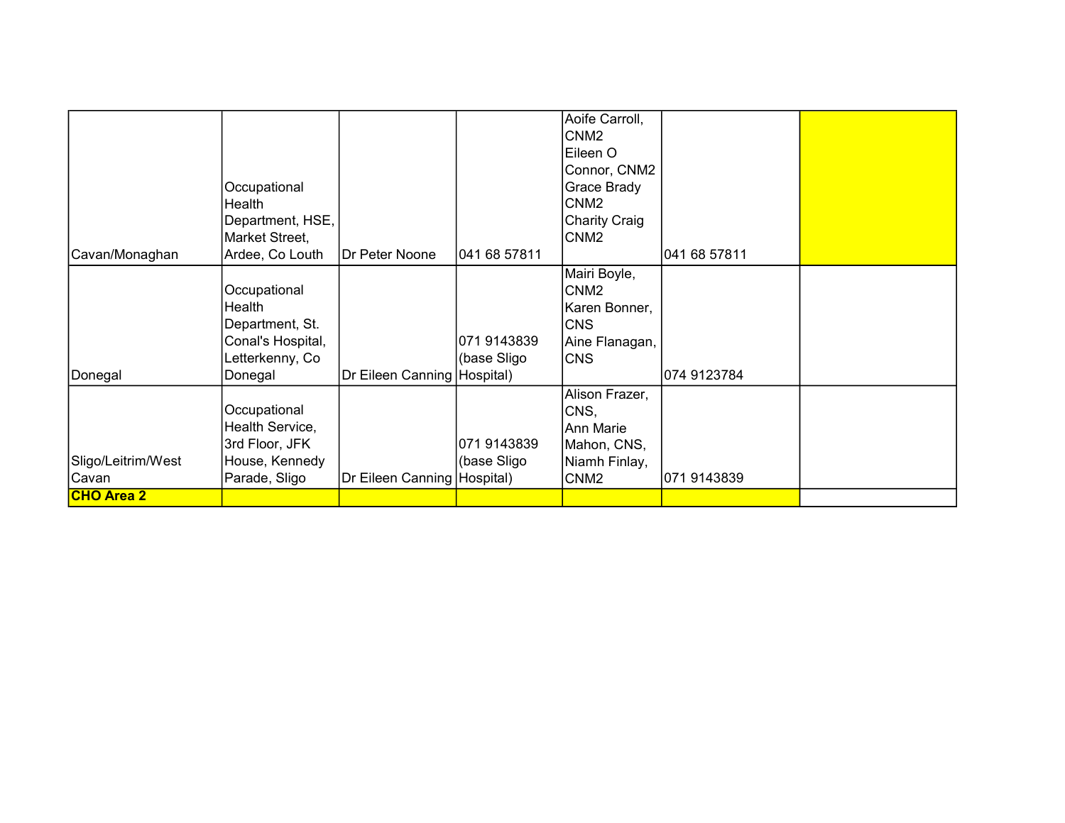| | | | | | | |
|---|---|---|---|---|---|---|
| Cavan/Monaghan | Occupational Health Department, HSE, Market Street, Ardee, Co Louth | Dr Peter Noone | 041 68 57811 | Aoife Carroll, CNM2<br>Eileen O Connor, CNM2<br>Grace Brady CNM2<br>Charity Craig CNM2 | 041 68 57811 | |
| Donegal | Occupational Health Department, St. Conal's Hospital, Letterkenny, Co Donegal | Dr Eileen Canning | 071 9143839 (base Sligo Hospital) | Mairi Boyle, CNM2<br>Karen Bonner, CNS<br>Aine Flanagan, CNS | 074 9123784 | |
| Sligo/Leitrim/West Cavan | Occupational Health Service, 3rd Floor, JFK House, Kennedy Parade, Sligo | Dr Eileen Canning | 071 9143839 (base Sligo Hospital) | Alison Frazer, CNS,<br>Ann Marie Mahon, CNS,<br>Niamh Finlay, CNM2 | 071 9143839 | |
| **CHO Area 2** | | | | | | |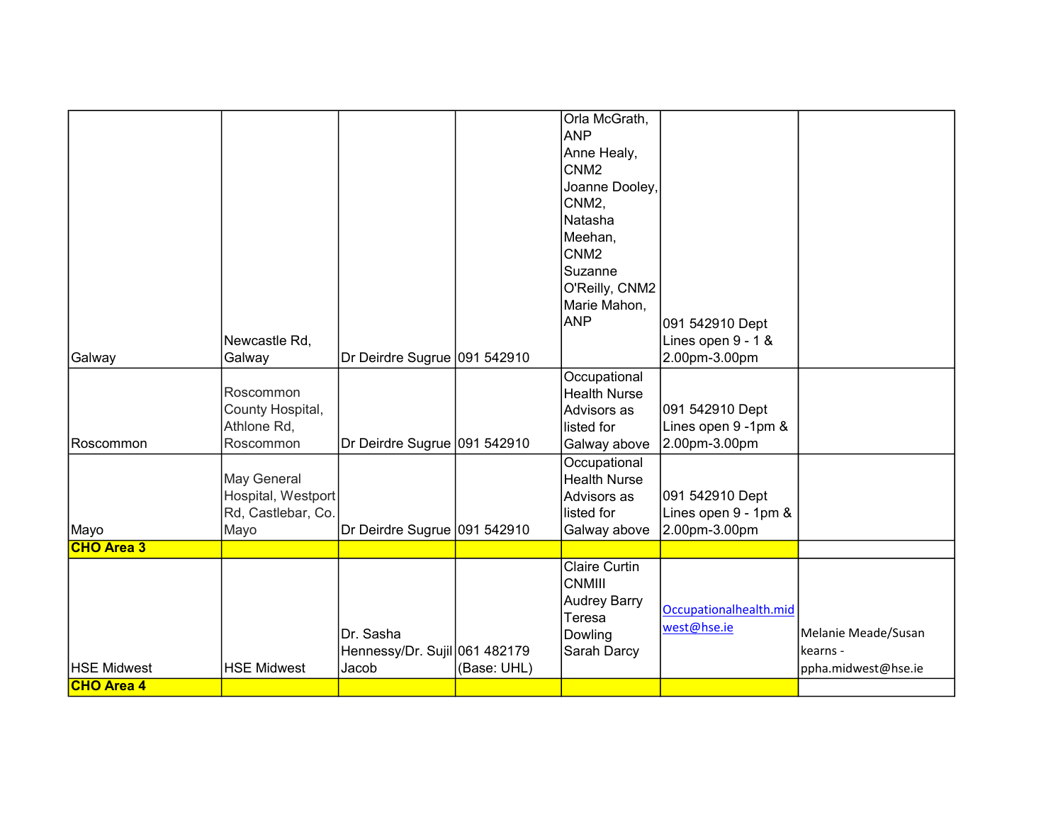| | | | | | | |
|---|---|---|---|---|---|---|
| Galway | Newcastle Rd, Galway | Dr Deirdre Sugrue | 091 542910 | Orla McGrath, ANP Anne Healy, CNM2 Joanne Dooley, CNM2, Natasha Meehan, CNM2 Suzanne O'Reilly, CNM2 Marie Mahon, ANP | 091 542910 Dept Lines open 9 - 1 & 2.00pm-3.00pm | |
| Roscommon | Roscommon County Hospital, Athlone Rd, Roscommon | Dr Deirdre Sugrue | 091 542910 | Occupational Health Nurse Advisors as listed for Galway above | 091 542910 Dept Lines open 9 -1pm & 2.00pm-3.00pm | |
| Mayo | May General Hospital, Westport Rd, Castlebar, Co. Mayo | Dr Deirdre Sugrue | 091 542910 | Occupational Health Nurse Advisors as listed for Galway above | 091 542910 Dept Lines open 9 - 1pm & 2.00pm-3.00pm | |
| **CHO Area 3** | | | | | | |
| HSE Midwest | HSE Midwest | Dr. Sasha Hennessy/Dr. Sujil Jacob | 061 482179 (Base: UHL) | Claire Curtin CNMIII Audrey Barry Teresa Dowling Sarah Darcy | Occupationalhealth.midwest@hse.ie | Melanie Meade/Susan kearns - ppha.midwest@hse.ie |
| **CHO Area 4** | | | | | | |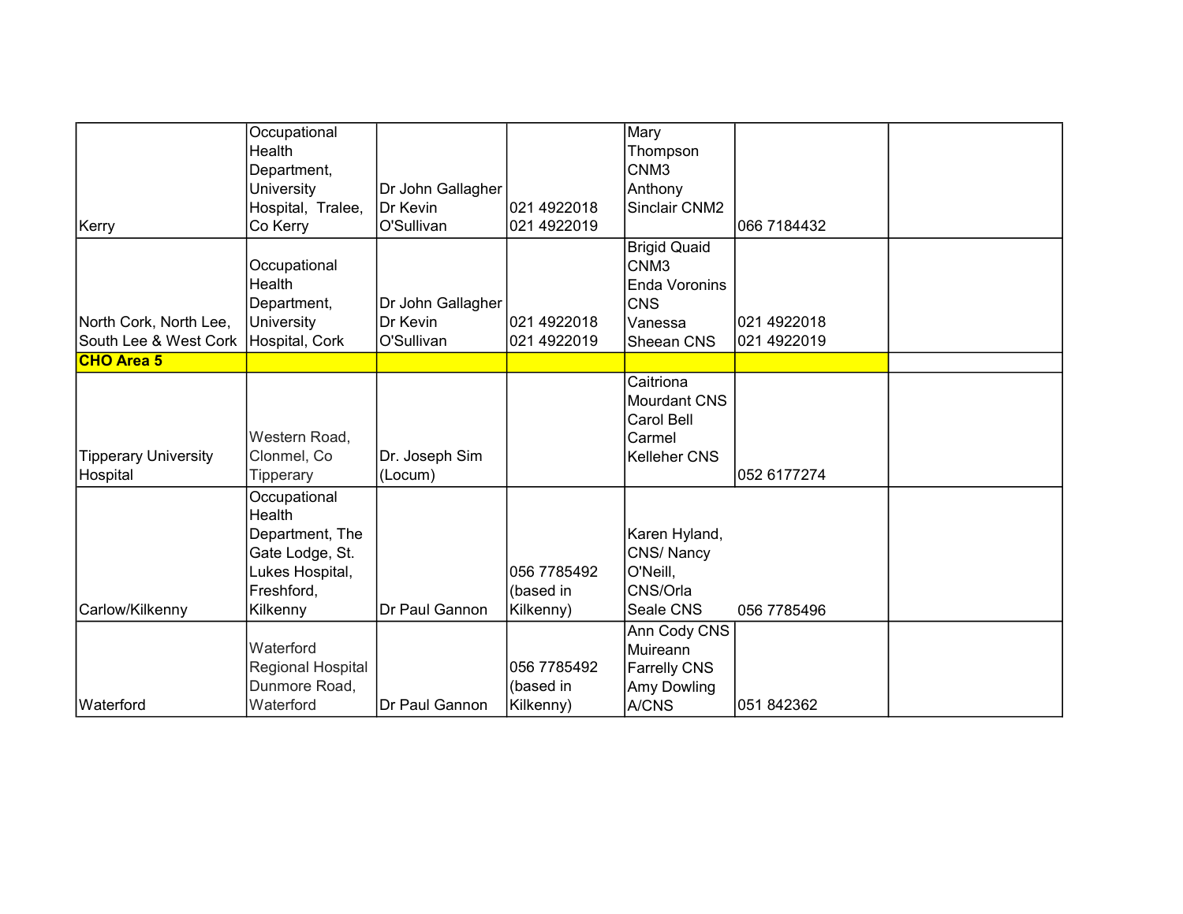| | | | | | | |
|---|---|---|---|---|---|---|
| Kerry | Occupational Health Department, University Hospital, Tralee, Co Kerry | Dr John Gallagher Dr Kevin O'Sullivan | 021 4922018 021 4922019 | Mary Thompson CNM3 Anthony Sinclair CNM2 | 066 7184432 | |
| North Cork, North Lee, South Lee & West Cork | Occupational Health Department, University Hospital, Cork | Dr John Gallagher Dr Kevin O'Sullivan | 021 4922018 021 4922019 | Brigid Quaid CNM3 Enda Voronins CNS Vanessa Sheean CNS | 021 4922018 021 4922019 | |
| **CHO Area 5** | | | | | | |
| Tipperary University Hospital | Western Road, Clonmel, Co Tipperary | Dr. Joseph Sim (Locum) | | Caitriona Mourdant CNS Carol Bell Carmel Kelleher CNS | 052 6177274 | |
| Carlow/Kilkenny | Occupational Health Department, The Gate Lodge, St. Lukes Hospital, Freshford, Kilkenny | Dr Paul Gannon | 056 7785492 (based in Kilkenny) | Karen Hyland, CNS/ Nancy O'Neill, CNS/Orla Seale CNS | 056 7785496 | |
| Waterford | Waterford Regional Hospital Dunmore Road, Waterford | Dr Paul Gannon | 056 7785492 (based in Kilkenny) | Ann Cody CNS Muireann Farrelly CNS Amy Dowling A/CNS | 051 842362 | |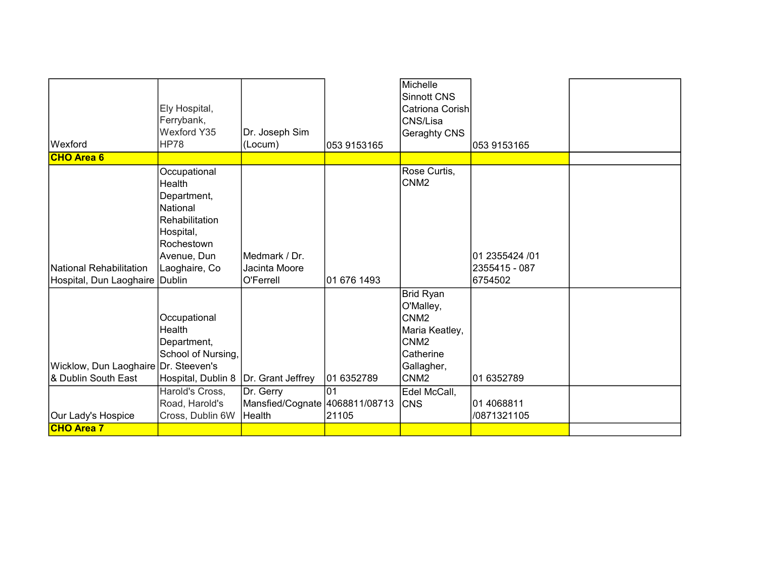| | | | | | | |
|---|---|---|---|---|---|---|
| Wexford | Ely Hospital, Ferrybank, Wexford Y35 HP78 | Dr. Joseph Sim (Locum) | 053 9153165 | Michelle Sinnott CNS Catriona Corish CNS/Lisa Geraghty CNS | 053 9153165 | |
| **CHO Area 6** | | | | | | |
| National Rehabilitation Hospital, Dun Laoghaire | Occupational Health Department, National Rehabilitation Hospital, Rochestown Avenue, Dun Laoghaire, Co Dublin | Medmark / Dr. Jacinta Moore O'Ferrell | 01 676 1493 | Rose Curtis, CNM2 | 01 2355424 /01 2355415 - 087 6754502 | |
| Wicklow, Dun Laoghaire & Dublin South East | Occupational Health Department, School of Nursing, Dr. Steeven's Hospital, Dublin 8 | Dr. Grant Jeffrey | 01 6352789 | Brid Ryan O'Malley, CNM2 Maria Keatley, CNM2 Catherine Gallagher, CNM2 | 01 6352789 | |
| Our Lady's Hospice | Harold's Cross, Road, Harold's Cross, Dublin 6W | Dr. Gerry Mansfied/Cognate Health | 01 4068811/0871321105 | Edel McCall, CNS | 01 4068811 /0871321105 | |
| **CHO Area 7** | | | | | | |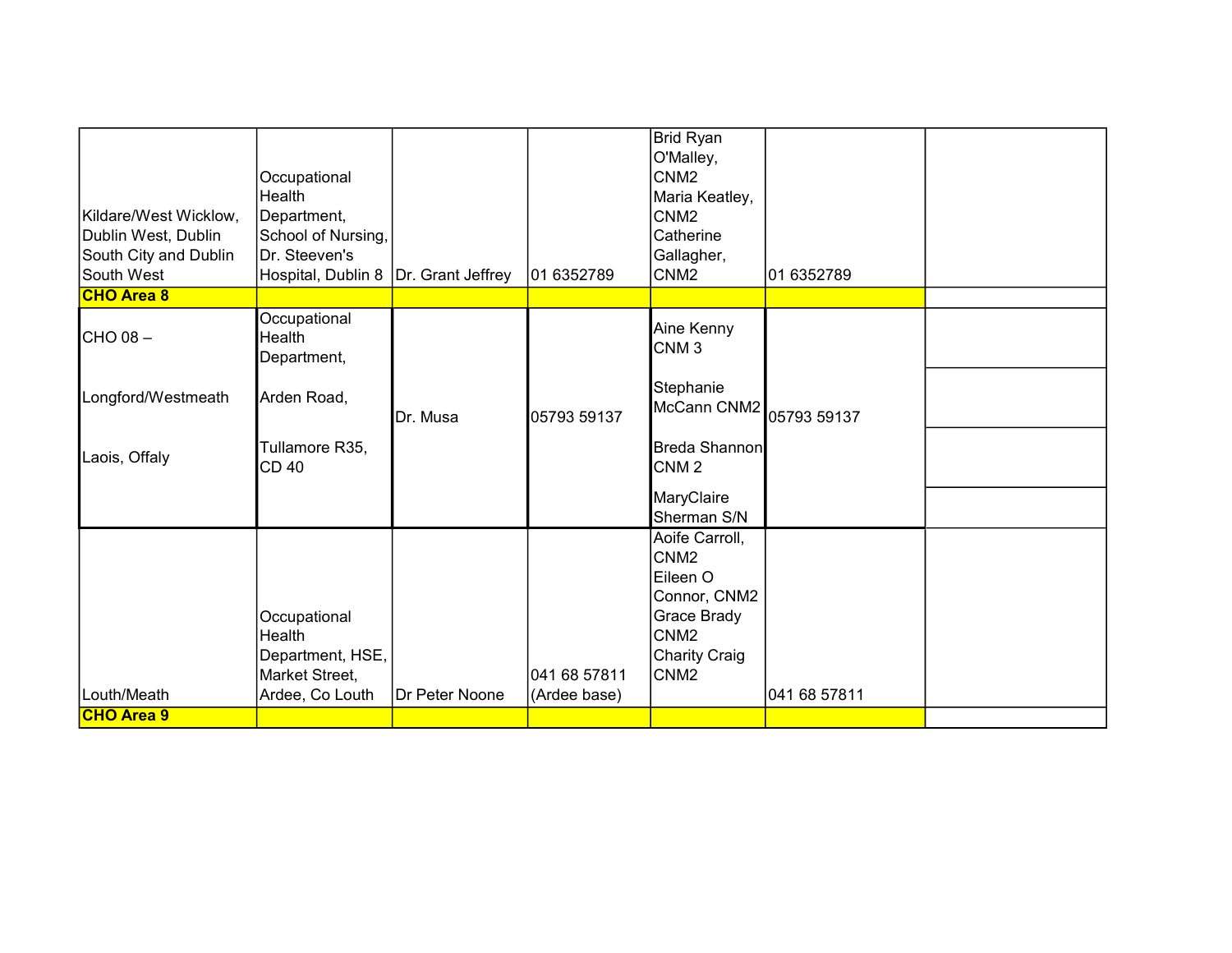| | | | | | | |
|---|---|---|---|---|---|---|
| Kildare/West Wicklow, Dublin West, Dublin South City and Dublin South West | Occupational Health Department, School of Nursing, Dr. Steeven's Hospital, Dublin 8 | Dr. Grant Jeffrey | 01 6352789 | Brid Ryan O'Malley, CNM2 Maria Keatley, CNM2 Catherine Gallagher, CNM2 | 01 6352789 | |
| **CHO Area 8** | | | | | | |
| CHO 08 – Longford/Westmeath Laois, Offaly | Occupational Health Department, Arden Road, Tullamore R35, CD 40 | Dr. Musa | 05793 59137 | Aine Kenny CNM 3 Stephanie McCann CNM2 Breda Shannon CNM 2 MaryClaire Sherman S/N | 05793 59137 | |
| Louth/Meath | Occupational Health Department, HSE, Market Street, Ardee, Co Louth | Dr Peter Noone | 041 68 57811 (Ardee base) | Aoife Carroll, CNM2 Eileen O Connor, CNM2 Grace Brady CNM2 Charity Craig CNM2 | 041 68 57811 | |
| **CHO Area 9** | | | | | | |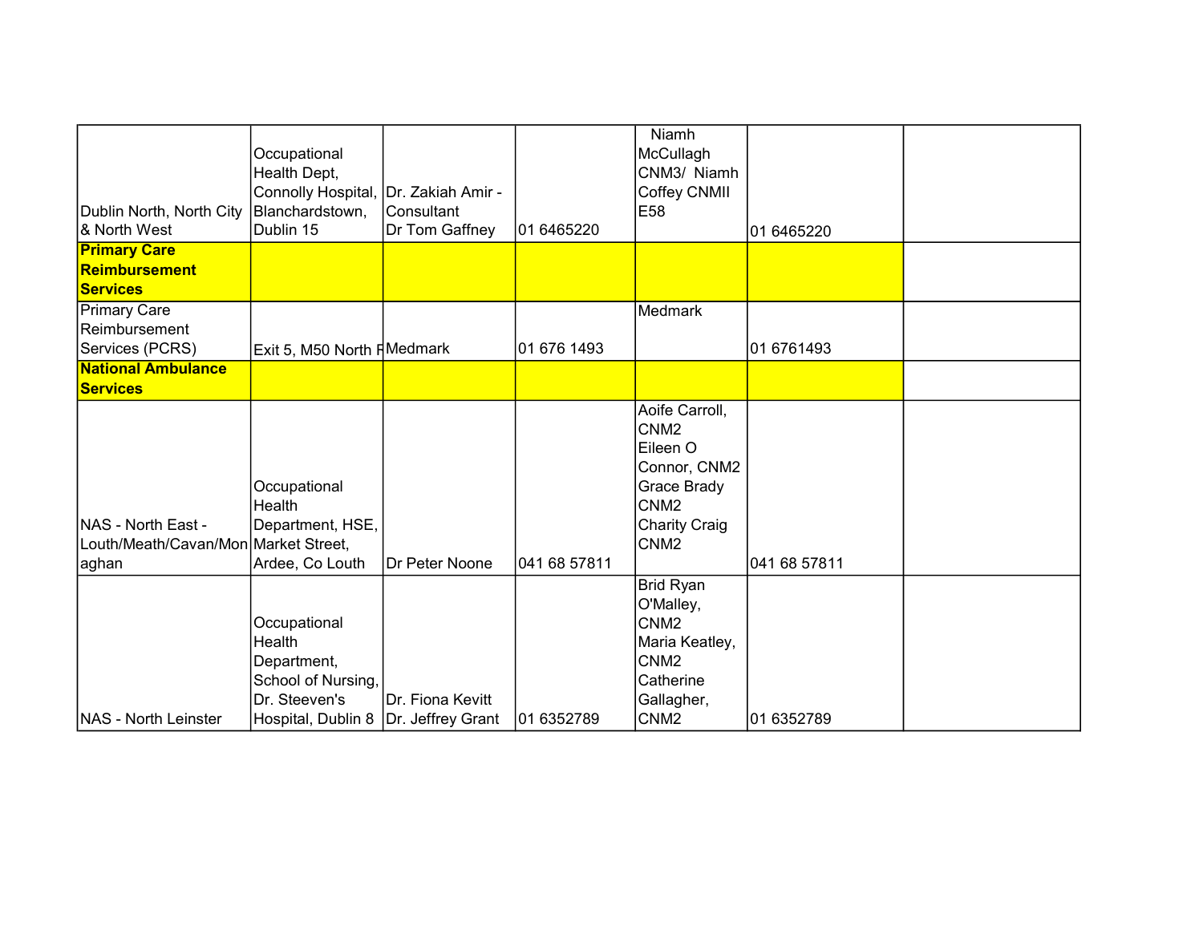| | | | | | | |
|---|---|---|---|---|---|---|
| Dublin North, North City & North West | Occupational Health Dept, Connolly Hospital, Blanchardstown, Dublin 15 | Dr. Zakiah Amir - Consultant Dr Tom Gaffney | 01 6465220 | Niamh McCullagh CNM3/ Niamh Coffey CNMII E58 | 01 6465220 | |
| **Primary Care Reimbursement Services** | | | | | | |
| Primary Care Reimbursement Services (PCRS) | Exit 5, M50 North F | Medmark | 01 676 1493 | Medmark | 01 6761493 | |
| **National Ambulance Services** | | | | | | |
| NAS - North East - Louth/Meath/Cavan/Monaghan | Occupational Health Department, HSE, Market Street, Ardee, Co Louth | Dr Peter Noone | 041 68 57811 | Aoife Carroll, CNM2 Eileen O Connor, CNM2 Grace Brady CNM2 Charity Craig CNM2 | 041 68 57811 | |
| NAS - North Leinster | Occupational Health Department, School of Nursing, Dr. Steeven's Hospital, Dublin 8 | Dr. Fiona Kevitt Dr. Jeffrey Grant | 01 6352789 | Brid Ryan O'Malley, CNM2 Maria Keatley, CNM2 Catherine Gallagher, CNM2 | 01 6352789 | |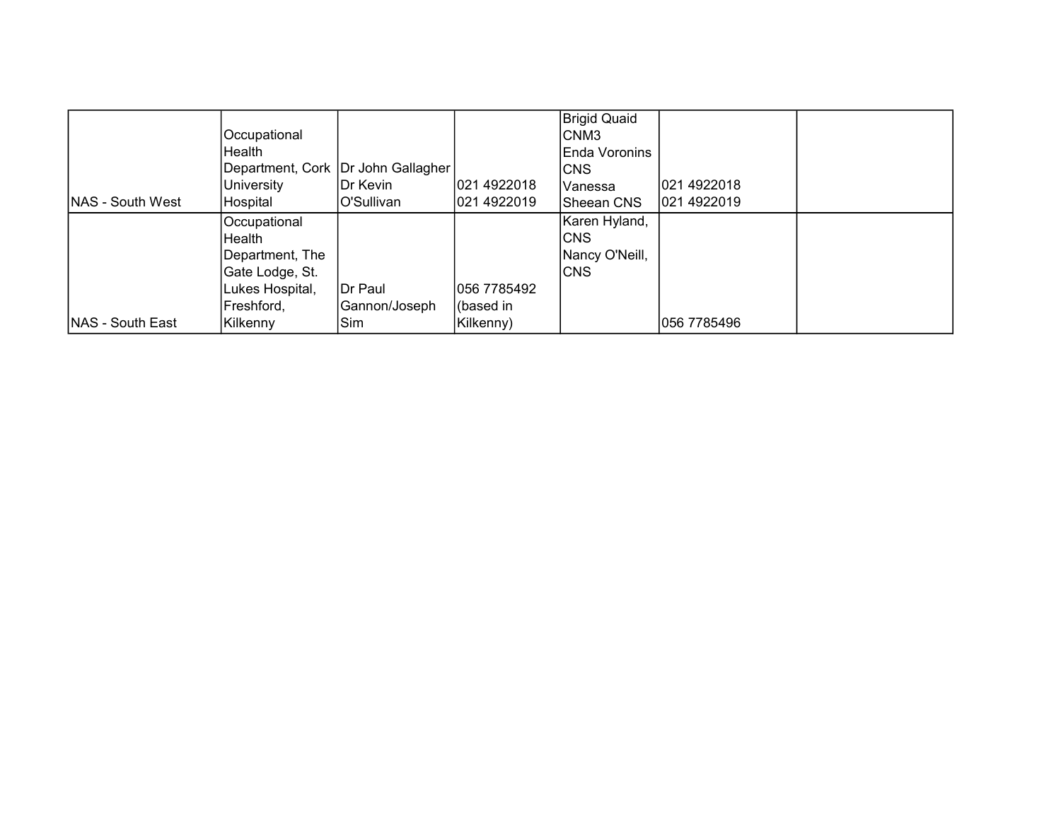| | | | | | | |
|---|---|---|---|---|---|---|
| NAS - South West | Occupational Health Department, Cork University Hospital | Dr John Gallagher Dr Kevin O'Sullivan | 021 4922018 021 4922019 | Brigid Quaid CNM3 Enda Voronins CNS Vanessa Sheean CNS | 021 4922018 021 4922019 | |
| NAS - South East | Occupational Health Department, The Gate Lodge, St. Lukes Hospital, Freshford, Kilkenny | Dr Paul Gannon/Joseph Sim | 056 7785492 (based in Kilkenny) | Karen Hyland, CNS Nancy O'Neill, CNS | 056 7785496 | |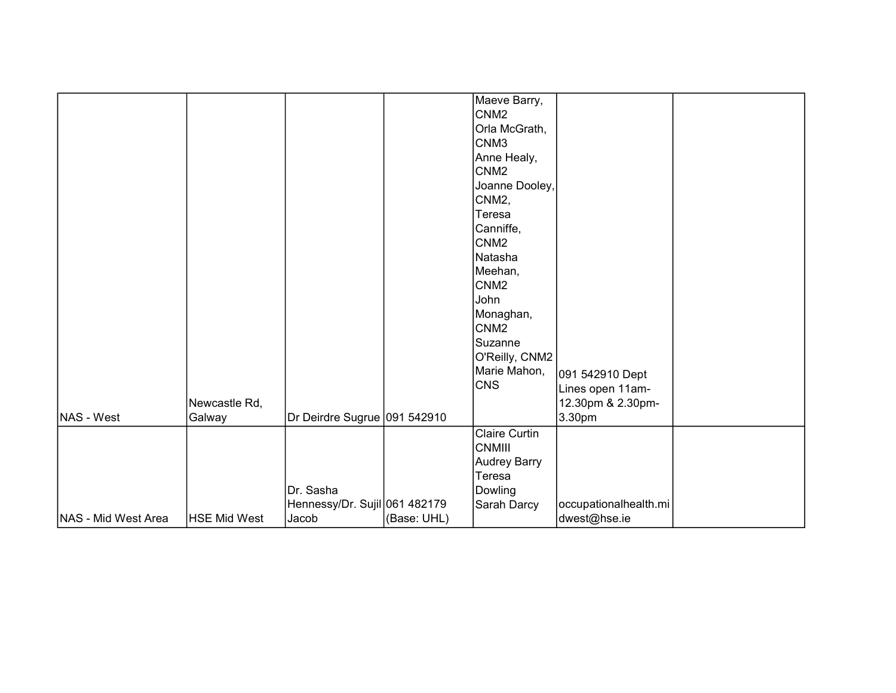| | | | | | | |
|---|---|---|---|---|---|---|
| NAS - West | Newcastle Rd, Galway | Dr Deirdre Sugrue | 091 542910 | Maeve Barry, CNM2<br>Orla McGrath, CNM3<br>Anne Healy, CNM2<br>Joanne Dooley, CNM2,<br>Teresa Canniffe, CNM2<br>Natasha Meehan, CNM2<br>John Monaghan, CNM2<br>Suzanne O'Reilly, CNM2<br>Marie Mahon, CNS | 091 542910 Dept Lines open 11am-12.30pm & 2.30pm-3.30pm | |
| NAS - Mid West Area | HSE Mid West | Dr. Sasha Hennessy/Dr. Sujil Jacob | 061 482179 (Base: UHL) | Claire Curtin CNMIII<br>Audrey Barry<br>Teresa Dowling<br>Sarah Darcy | occupationalhealth.midwest@hse.ie | |